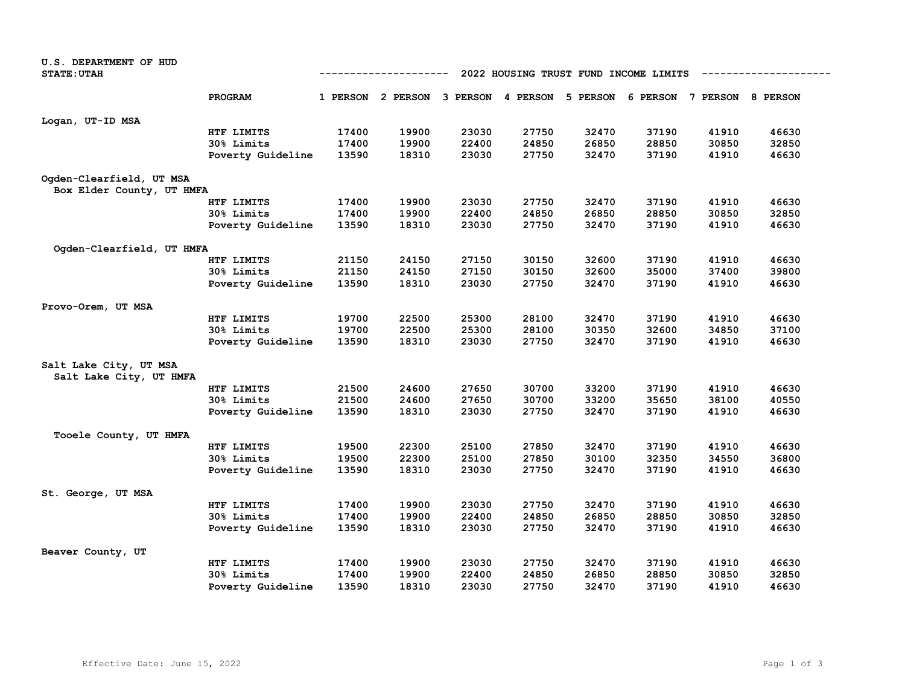U.S. DEPARTMENT OF HUD
STATE:UTAH

# 2022 HOUSING TRUST FUND INCOME LIMITS

| | PROGRAM | 1 PERSON | 2 PERSON | 3 PERSON | 4 PERSON | 5 PERSON | 6 PERSON | 7 PERSON | 8 PERSON |
|---|---|---|---|---|---|---|---|---|---|
| **Logan, UT-ID MSA** | | | | | | | | | |
| | HTF LIMITS | 17400 | 19900 | 23030 | 27750 | 32470 | 37190 | 41910 | 46630 |
| | 30% Limits | 17400 | 19900 | 22400 | 24850 | 26850 | 28850 | 30850 | 32850 |
| | Poverty Guideline | 13590 | 18310 | 23030 | 27750 | 32470 | 37190 | 41910 | 46630 |
| **Ogden-Clearfield, UT MSA** | | | | | | | | | |
| Box Elder County, UT HMFA | | | | | | | | | |
| | HTF LIMITS | 17400 | 19900 | 23030 | 27750 | 32470 | 37190 | 41910 | 46630 |
| | 30% Limits | 17400 | 19900 | 22400 | 24850 | 26850 | 28850 | 30850 | 32850 |
| | Poverty Guideline | 13590 | 18310 | 23030 | 27750 | 32470 | 37190 | 41910 | 46630 |
| Ogden-Clearfield, UT HMFA | | | | | | | | | |
| | HTF LIMITS | 21150 | 24150 | 27150 | 30150 | 32600 | 37190 | 41910 | 46630 |
| | 30% Limits | 21150 | 24150 | 27150 | 30150 | 32600 | 35000 | 37400 | 39800 |
| | Poverty Guideline | 13590 | 18310 | 23030 | 27750 | 32470 | 37190 | 41910 | 46630 |
| **Provo-Orem, UT MSA** | | | | | | | | | |
| | HTF LIMITS | 19700 | 22500 | 25300 | 28100 | 32470 | 37190 | 41910 | 46630 |
| | 30% Limits | 19700 | 22500 | 25300 | 28100 | 30350 | 32600 | 34850 | 37100 |
| | Poverty Guideline | 13590 | 18310 | 23030 | 27750 | 32470 | 37190 | 41910 | 46630 |
| **Salt Lake City, UT MSA** | | | | | | | | | |
| Salt Lake City, UT HMFA | | | | | | | | | |
| | HTF LIMITS | 21500 | 24600 | 27650 | 30700 | 33200 | 37190 | 41910 | 46630 |
| | 30% Limits | 21500 | 24600 | 27650 | 30700 | 33200 | 35650 | 38100 | 40550 |
| | Poverty Guideline | 13590 | 18310 | 23030 | 27750 | 32470 | 37190 | 41910 | 46630 |
| Tooele County, UT HMFA | | | | | | | | | |
| | HTF LIMITS | 19500 | 22300 | 25100 | 27850 | 32470 | 37190 | 41910 | 46630 |
| | 30% Limits | 19500 | 22300 | 25100 | 27850 | 30100 | 32350 | 34550 | 36800 |
| | Poverty Guideline | 13590 | 18310 | 23030 | 27750 | 32470 | 37190 | 41910 | 46630 |
| **St. George, UT MSA** | | | | | | | | | |
| | HTF LIMITS | 17400 | 19900 | 23030 | 27750 | 32470 | 37190 | 41910 | 46630 |
| | 30% Limits | 17400 | 19900 | 22400 | 24850 | 26850 | 28850 | 30850 | 32850 |
| | Poverty Guideline | 13590 | 18310 | 23030 | 27750 | 32470 | 37190 | 41910 | 46630 |
| **Beaver County, UT** | | | | | | | | | |
| | HTF LIMITS | 17400 | 19900 | 23030 | 27750 | 32470 | 37190 | 41910 | 46630 |
| | 30% Limits | 17400 | 19900 | 22400 | 24850 | 26850 | 28850 | 30850 | 32850 |
| | Poverty Guideline | 13590 | 18310 | 23030 | 27750 | 32470 | 37190 | 41910 | 46630 |

Effective Date: June 15, 2022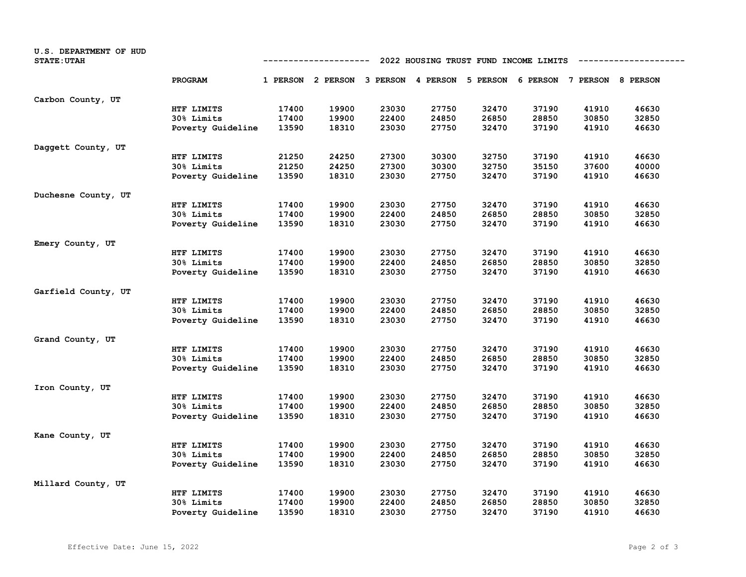U.S. DEPARTMENT OF HUD
STATE: UTAH

## 2022 HOUSING TRUST FUND INCOME LIMITS

| | PROGRAM | 1 PERSON | 2 PERSON | 3 PERSON | 4 PERSON | 5 PERSON | 6 PERSON | 7 PERSON | 8 PERSON |
|---|---|---|---|---|---|---|---|---|---|
| Carbon County, UT | | | | | | | | | |
| | HTF LIMITS | 17400 | 19900 | 23030 | 27750 | 32470 | 37190 | 41910 | 46630 |
| | 30% Limits | 17400 | 19900 | 22400 | 24850 | 26850 | 28850 | 30850 | 32850 |
| | Poverty Guideline | 13590 | 18310 | 23030 | 27750 | 32470 | 37190 | 41910 | 46630 |
| Daggett County, UT | | | | | | | | | |
| | HTF LIMITS | 21250 | 24250 | 27300 | 30300 | 32750 | 37190 | 41910 | 46630 |
| | 30% Limits | 21250 | 24250 | 27300 | 30300 | 32750 | 35150 | 37600 | 40000 |
| | Poverty Guideline | 13590 | 18310 | 23030 | 27750 | 32470 | 37190 | 41910 | 46630 |
| Duchesne County, UT | | | | | | | | | |
| | HTF LIMITS | 17400 | 19900 | 23030 | 27750 | 32470 | 37190 | 41910 | 46630 |
| | 30% Limits | 17400 | 19900 | 22400 | 24850 | 26850 | 28850 | 30850 | 32850 |
| | Poverty Guideline | 13590 | 18310 | 23030 | 27750 | 32470 | 37190 | 41910 | 46630 |
| Emery County, UT | | | | | | | | | |
| | HTF LIMITS | 17400 | 19900 | 23030 | 27750 | 32470 | 37190 | 41910 | 46630 |
| | 30% Limits | 17400 | 19900 | 22400 | 24850 | 26850 | 28850 | 30850 | 32850 |
| | Poverty Guideline | 13590 | 18310 | 23030 | 27750 | 32470 | 37190 | 41910 | 46630 |
| Garfield County, UT | | | | | | | | | |
| | HTF LIMITS | 17400 | 19900 | 23030 | 27750 | 32470 | 37190 | 41910 | 46630 |
| | 30% Limits | 17400 | 19900 | 22400 | 24850 | 26850 | 28850 | 30850 | 32850 |
| | Poverty Guideline | 13590 | 18310 | 23030 | 27750 | 32470 | 37190 | 41910 | 46630 |
| Grand County, UT | | | | | | | | | |
| | HTF LIMITS | 17400 | 19900 | 23030 | 27750 | 32470 | 37190 | 41910 | 46630 |
| | 30% Limits | 17400 | 19900 | 22400 | 24850 | 26850 | 28850 | 30850 | 32850 |
| | Poverty Guideline | 13590 | 18310 | 23030 | 27750 | 32470 | 37190 | 41910 | 46630 |
| Iron County, UT | | | | | | | | | |
| | HTF LIMITS | 17400 | 19900 | 23030 | 27750 | 32470 | 37190 | 41910 | 46630 |
| | 30% Limits | 17400 | 19900 | 22400 | 24850 | 26850 | 28850 | 30850 | 32850 |
| | Poverty Guideline | 13590 | 18310 | 23030 | 27750 | 32470 | 37190 | 41910 | 46630 |
| Kane County, UT | | | | | | | | | |
| | HTF LIMITS | 17400 | 19900 | 23030 | 27750 | 32470 | 37190 | 41910 | 46630 |
| | 30% Limits | 17400 | 19900 | 22400 | 24850 | 26850 | 28850 | 30850 | 32850 |
| | Poverty Guideline | 13590 | 18310 | 23030 | 27750 | 32470 | 37190 | 41910 | 46630 |
| Millard County, UT | | | | | | | | | |
| | HTF LIMITS | 17400 | 19900 | 23030 | 27750 | 32470 | 37190 | 41910 | 46630 |
| | 30% Limits | 17400 | 19900 | 22400 | 24850 | 26850 | 28850 | 30850 | 32850 |
| | Poverty Guideline | 13590 | 18310 | 23030 | 27750 | 32470 | 37190 | 41910 | 46630 |

Effective Date: June 15, 2022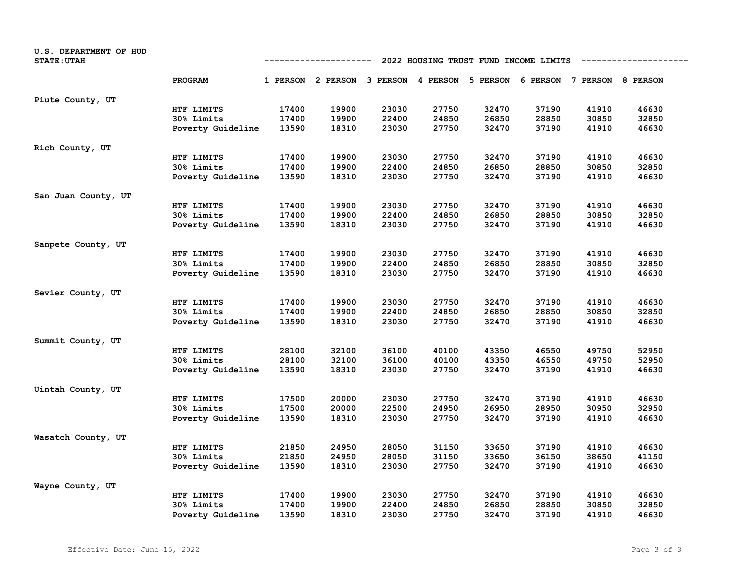U.S. DEPARTMENT OF HUD
STATE:UTAH

## 2022 HOUSING TRUST FUND INCOME LIMITS

| | PROGRAM | 1 PERSON | 2 PERSON | 3 PERSON | 4 PERSON | 5 PERSON | 6 PERSON | 7 PERSON | 8 PERSON |
|---|---|---|---|---|---|---|---|---|---|
| Piute County, UT | | | | | | | | | |
| | HTF LIMITS | 17400 | 19900 | 23030 | 27750 | 32470 | 37190 | 41910 | 46630 |
| | 30% Limits | 17400 | 19900 | 22400 | 24850 | 26850 | 28850 | 30850 | 32850 |
| | Poverty Guideline | 13590 | 18310 | 23030 | 27750 | 32470 | 37190 | 41910 | 46630 |
| Rich County, UT | | | | | | | | | |
| | HTF LIMITS | 17400 | 19900 | 23030 | 27750 | 32470 | 37190 | 41910 | 46630 |
| | 30% Limits | 17400 | 19900 | 22400 | 24850 | 26850 | 28850 | 30850 | 32850 |
| | Poverty Guideline | 13590 | 18310 | 23030 | 27750 | 32470 | 37190 | 41910 | 46630 |
| San Juan County, UT | | | | | | | | | |
| | HTF LIMITS | 17400 | 19900 | 23030 | 27750 | 32470 | 37190 | 41910 | 46630 |
| | 30% Limits | 17400 | 19900 | 22400 | 24850 | 26850 | 28850 | 30850 | 32850 |
| | Poverty Guideline | 13590 | 18310 | 23030 | 27750 | 32470 | 37190 | 41910 | 46630 |
| Sanpete County, UT | | | | | | | | | |
| | HTF LIMITS | 17400 | 19900 | 23030 | 27750 | 32470 | 37190 | 41910 | 46630 |
| | 30% Limits | 17400 | 19900 | 22400 | 24850 | 26850 | 28850 | 30850 | 32850 |
| | Poverty Guideline | 13590 | 18310 | 23030 | 27750 | 32470 | 37190 | 41910 | 46630 |
| Sevier County, UT | | | | | | | | | |
| | HTF LIMITS | 17400 | 19900 | 23030 | 27750 | 32470 | 37190 | 41910 | 46630 |
| | 30% Limits | 17400 | 19900 | 22400 | 24850 | 26850 | 28850 | 30850 | 32850 |
| | Poverty Guideline | 13590 | 18310 | 23030 | 27750 | 32470 | 37190 | 41910 | 46630 |
| Summit County, UT | | | | | | | | | |
| | HTF LIMITS | 28100 | 32100 | 36100 | 40100 | 43350 | 46550 | 49750 | 52950 |
| | 30% Limits | 28100 | 32100 | 36100 | 40100 | 43350 | 46550 | 49750 | 52950 |
| | Poverty Guideline | 13590 | 18310 | 23030 | 27750 | 32470 | 37190 | 41910 | 46630 |
| Uintah County, UT | | | | | | | | | |
| | HTF LIMITS | 17500 | 20000 | 23030 | 27750 | 32470 | 37190 | 41910 | 46630 |
| | 30% Limits | 17500 | 20000 | 22500 | 24950 | 26950 | 28950 | 30950 | 32950 |
| | Poverty Guideline | 13590 | 18310 | 23030 | 27750 | 32470 | 37190 | 41910 | 46630 |
| Wasatch County, UT | | | | | | | | | |
| | HTF LIMITS | 21850 | 24950 | 28050 | 31150 | 33650 | 37190 | 41910 | 46630 |
| | 30% Limits | 21850 | 24950 | 28050 | 31150 | 33650 | 36150 | 38650 | 41150 |
| | Poverty Guideline | 13590 | 18310 | 23030 | 27750 | 32470 | 37190 | 41910 | 46630 |
| Wayne County, UT | | | | | | | | | |
| | HTF LIMITS | 17400 | 19900 | 23030 | 27750 | 32470 | 37190 | 41910 | 46630 |
| | 30% Limits | 17400 | 19900 | 22400 | 24850 | 26850 | 28850 | 30850 | 32850 |
| | Poverty Guideline | 13590 | 18310 | 23030 | 27750 | 32470 | 37190 | 41910 | 46630 |

Effective Date: June 15, 2022